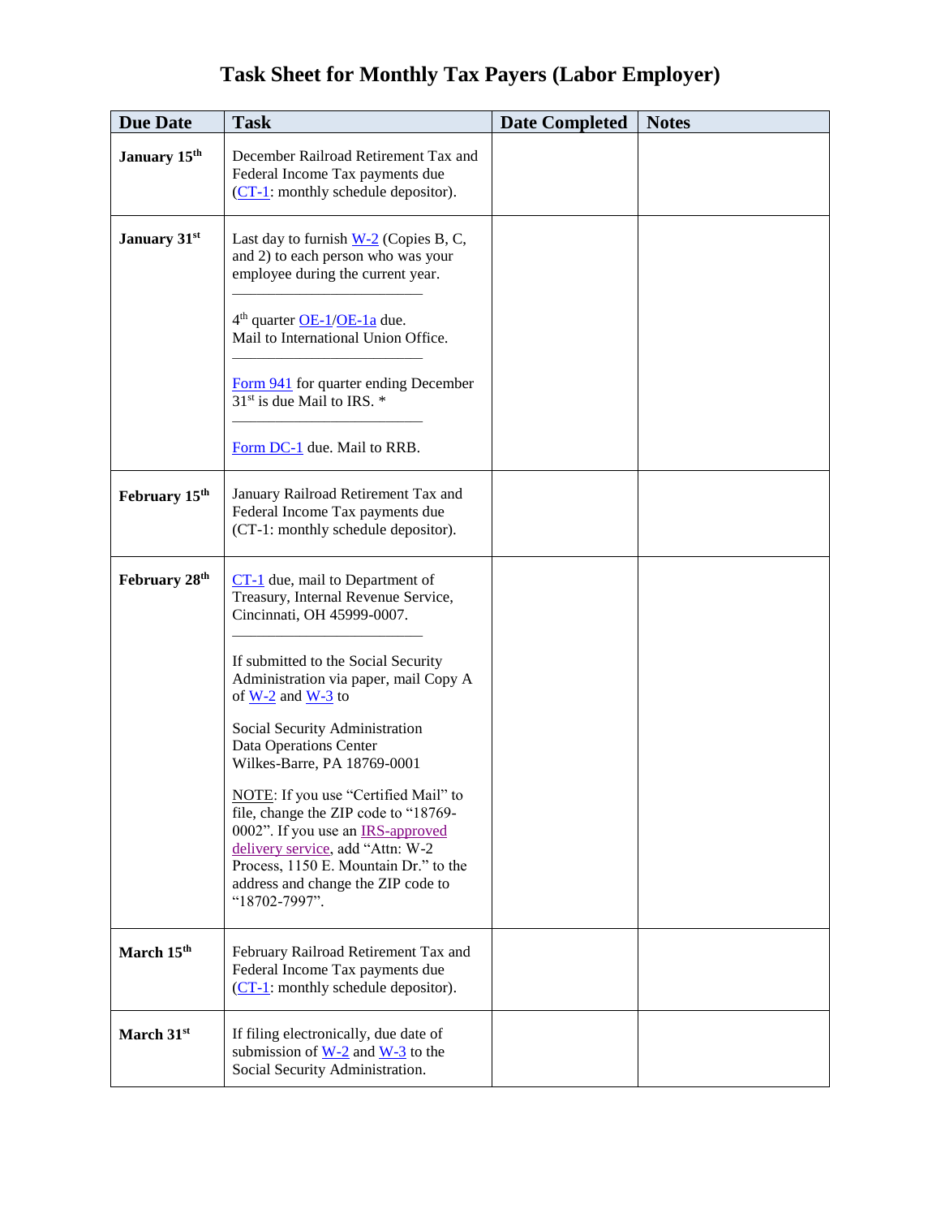# Task Sheet for Monthly Tax Payers (Labor Employer)

| Due Date | Task | Date Completed | Notes |
|---|---|---|---|
| **January 15th** | December Railroad Retirement Tax and Federal Income Tax payments due (CT-1: monthly schedule depositor). | | |
| **January 31st** | Last day to furnish W-2 (Copies B, C, and 2) to each person who was your employee during the current year.<br>————————————<br>4th quarter OE-1/OE-1a due. Mail to International Union Office.<br>————————————<br>Form 941 for quarter ending December 31st is due Mail to IRS. *<br>————————————<br>Form DC-1 due. Mail to RRB. | | |
| **February 15th** | January Railroad Retirement Tax and Federal Income Tax payments due (CT-1: monthly schedule depositor). | | |
| **February 28th** | CT-1 due, mail to Department of Treasury, Internal Revenue Service, Cincinnati, OH 45999-0007.<br>————————————<br>If submitted to the Social Security Administration via paper, mail Copy A of W-2 and W-3 to<br><br>Social Security Administration<br>Data Operations Center<br>Wilkes-Barre, PA 18769-0001<br><br>NOTE: If you use "Certified Mail" to file, change the ZIP code to "18769-0002". If you use an IRS-approved delivery service, add "Attn: W-2 Process, 1150 E. Mountain Dr." to the address and change the ZIP code to "18702-7997". | | |
| **March 15th** | February Railroad Retirement Tax and Federal Income Tax payments due (CT-1: monthly schedule depositor). | | |
| **March 31st** | If filing electronically, due date of submission of W-2 and W-3 to the Social Security Administration. | | |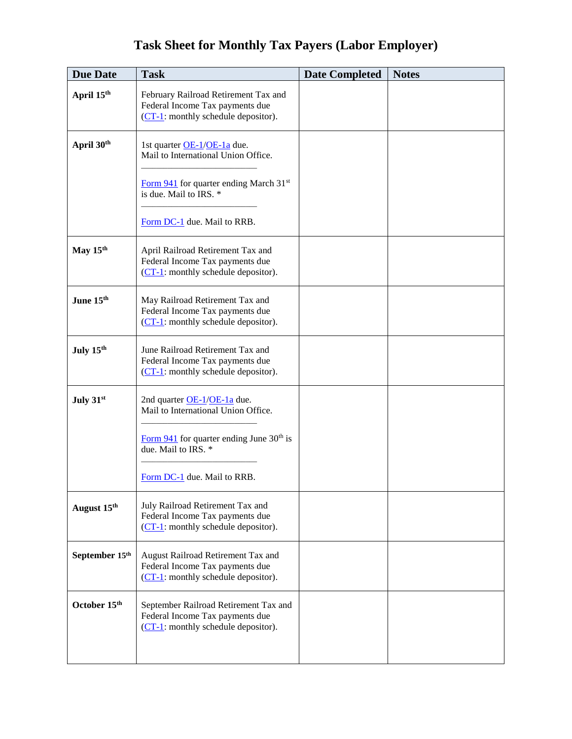# Task Sheet for Monthly Tax Payers (Labor Employer)

| Due Date | Task | Date Completed | Notes |
|---|---|---|---|
| **April 15th** | February Railroad Retirement Tax and Federal Income Tax payments due (CT-1: monthly schedule depositor). | | |
| **April 30th** | 1st quarter OE-1/OE-1a due. Mail to International Union Office.<br><br>Form 941 for quarter ending March 31st is due. Mail to IRS. *<br><br>Form DC-1 due. Mail to RRB. | | |
| **May 15th** | April Railroad Retirement Tax and Federal Income Tax payments due (CT-1: monthly schedule depositor). | | |
| **June 15th** | May Railroad Retirement Tax and Federal Income Tax payments due (CT-1: monthly schedule depositor). | | |
| **July 15th** | June Railroad Retirement Tax and Federal Income Tax payments due (CT-1: monthly schedule depositor). | | |
| **July 31st** | 2nd quarter OE-1/OE-1a due. Mail to International Union Office.<br><br>Form 941 for quarter ending June 30th is due. Mail to IRS. *<br><br>Form DC-1 due. Mail to RRB. | | |
| **August 15th** | July Railroad Retirement Tax and Federal Income Tax payments due (CT-1: monthly schedule depositor). | | |
| **September 15th** | August Railroad Retirement Tax and Federal Income Tax payments due (CT-1: monthly schedule depositor). | | |
| **October 15th** | September Railroad Retirement Tax and Federal Income Tax payments due (CT-1: monthly schedule depositor). | | |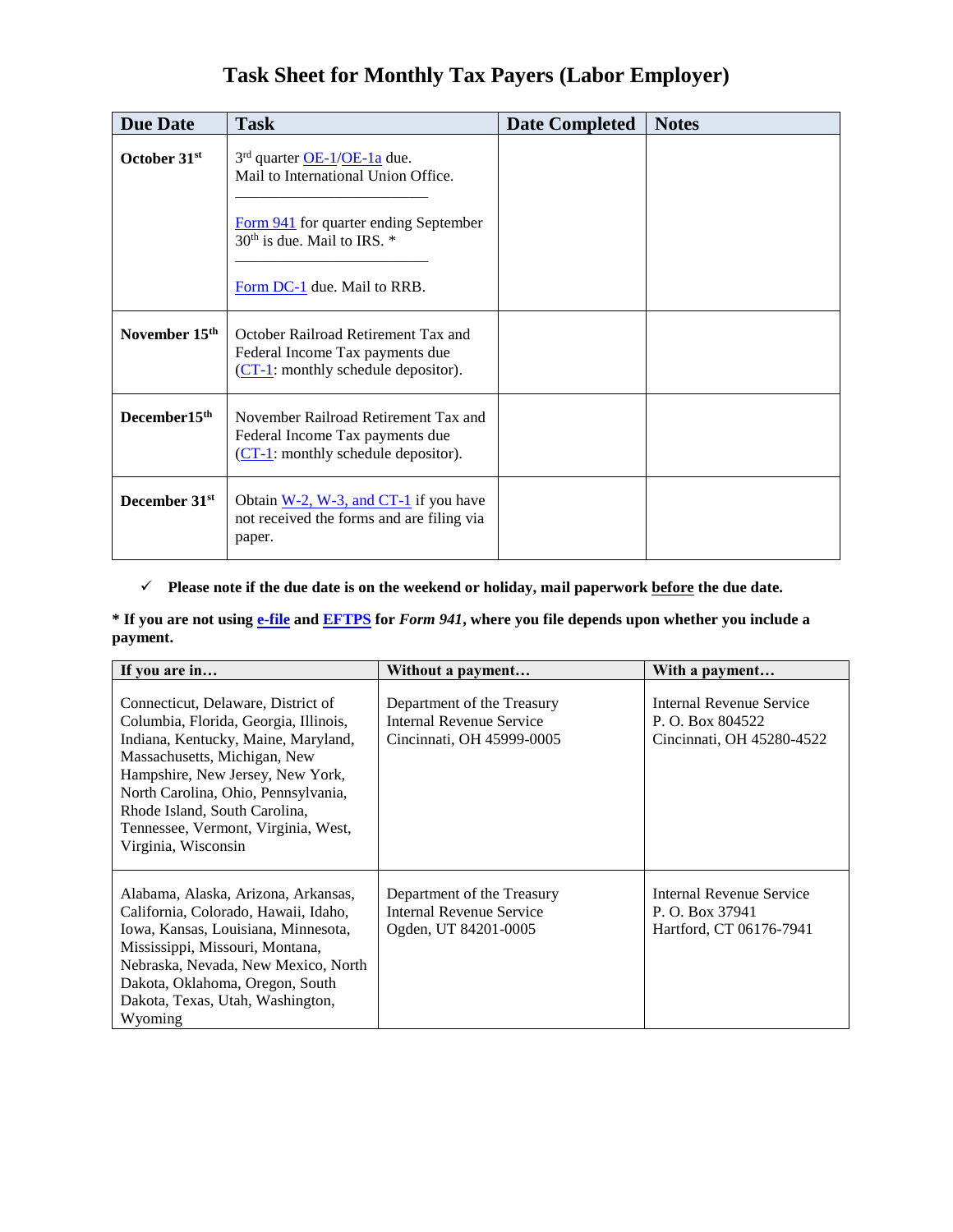# Task Sheet for Monthly Tax Payers (Labor Employer)

| Due Date | Task | Date Completed | Notes |
|---|---|---|---|
| **October 31st** | 3rd quarter OE-1/OE-1a due. Mail to International Union Office. <br>―――――――――――― <br>Form 941 for quarter ending September 30th is due. Mail to IRS. * <br>―――――――――――― <br>Form DC-1 due. Mail to RRB. | | |
| **November 15th** | October Railroad Retirement Tax and Federal Income Tax payments due (CT-1: monthly schedule depositor). | | |
| **December15th** | November Railroad Retirement Tax and Federal Income Tax payments due (CT-1: monthly schedule depositor). | | |
| **December 31st** | Obtain W-2, W-3, and CT-1 if you have not received the forms and are filing via paper. | | |

- ✓ **Please note if the due date is on the weekend or holiday, mail paperwork <u>before</u> the due date.**

**\* If you are not using e-file and EFTPS for *Form 941*, where you file depends upon whether you include a payment.**

| If you are in… | Without a payment… | With a payment… |
|---|---|---|
| Connecticut, Delaware, District of Columbia, Florida, Georgia, Illinois, Indiana, Kentucky, Maine, Maryland, Massachusetts, Michigan, New Hampshire, New Jersey, New York, North Carolina, Ohio, Pennsylvania, Rhode Island, South Carolina, Tennessee, Vermont, Virginia, West, Virginia, Wisconsin | Department of the Treasury<br>Internal Revenue Service<br>Cincinnati, OH 45999-0005 | Internal Revenue Service<br>P. O. Box 804522<br>Cincinnati, OH 45280-4522 |
| Alabama, Alaska, Arizona, Arkansas, California, Colorado, Hawaii, Idaho, Iowa, Kansas, Louisiana, Minnesota, Mississippi, Missouri, Montana, Nebraska, Nevada, New Mexico, North Dakota, Oklahoma, Oregon, South Dakota, Texas, Utah, Washington, Wyoming | Department of the Treasury<br>Internal Revenue Service<br>Ogden, UT 84201-0005 | Internal Revenue Service<br>P. O. Box 37941<br>Hartford, CT 06176-7941 |